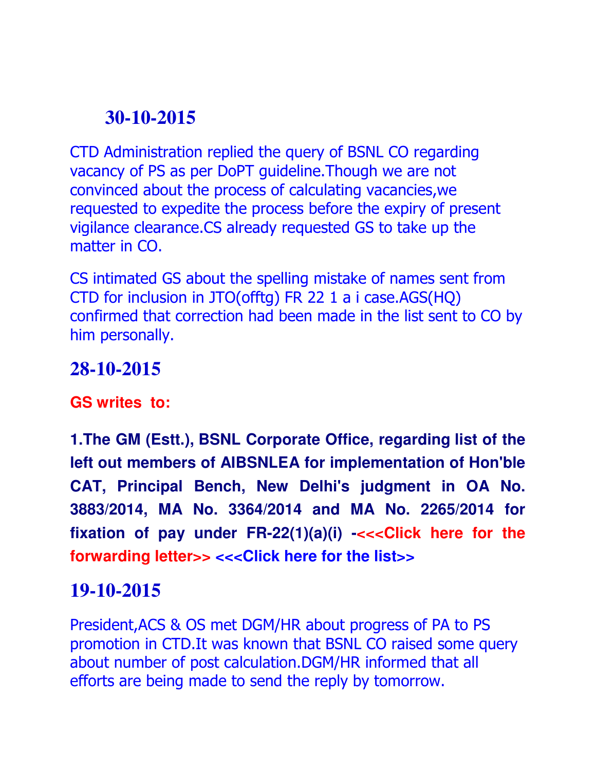## 30-10-2015

CTD Administration replied the query of BSNL CO regarding vacancy of PS as per DoPT guideline.Though we are not convinced about the process of calculating vacancies,we requested to expedite the process before the expiry of present vigilance clearance.CS already requested GS to take up the matter in CO.

CS intimated GS about the spelling mistake of names sent from CTD for inclusion in JTO(offtg) FR 22 1 a i case.AGS(HQ) confirmed that correction had been made in the list sent to CO by him personally.

## 28-10-2015

**GS writes to:**

**1.The GM (Estt.), BSNL Corporate Office, regarding list of the left out members of AIBSNLEA for implementation of Hon'ble CAT, Principal Bench, New Delhi's judgment in OA No. 3883/2014, MA No. 3364/2014 and MA No. 2265/2014 for fixation of pay under FR-22(1)(a)(i) -<<<Click here for the forwarding letter>> <<<Click here for the list>>**

## 19-10-2015

President,ACS & OS met DGM/HR about progress of PA to PS promotion in CTD.It was known that BSNL CO raised some query about number of post calculation.DGM/HR informed that all efforts are being made to send the reply by tomorrow.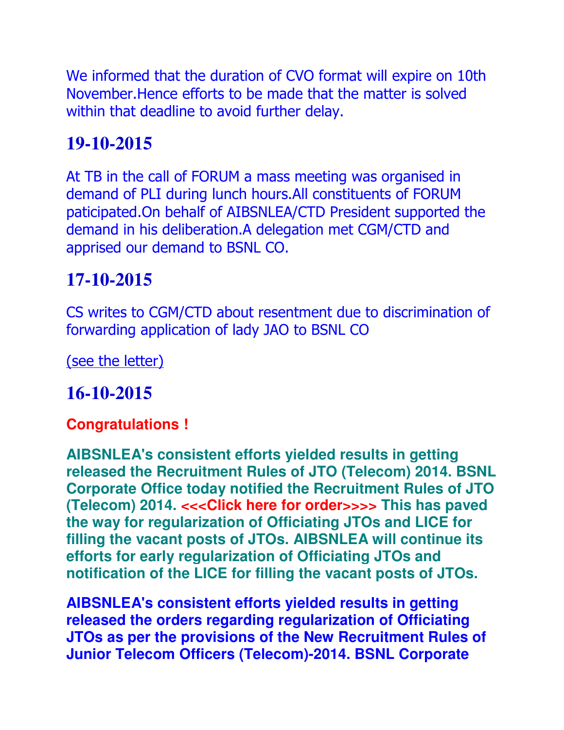We informed that the duration of CVO format will expire on 10th November.Hence efforts to be made that the matter is solved within that deadline to avoid further delay.

## 19-10-2015

At TB in the call of FORUM a mass meeting was organised in demand of PLI during lunch hours.All constituents of FORUM paticipated.On behalf of AIBSNLEA/CTD President supported the demand in his deliberation.A delegation met CGM/CTD and apprised our demand to BSNL CO.

## 17-10-2015

CS writes to CGM/CTD about resentment due to discrimination of forwarding application of lady JAO to BSNL CO

(see the letter)

## 16-10-2015

**Congratulations !**

**AIBSNLEA's consistent efforts yielded results in getting released the Recruitment Rules of JTO (Telecom) 2014. BSNL Corporate Office today notified the Recruitment Rules of JTO (Telecom) 2014. <<<Click here for order>>>> This has paved the way for regularization of Officiating JTOs and LICE for filling the vacant posts of JTOs. AIBSNLEA will continue its efforts for early regularization of Officiating JTOs and notification of the LICE for filling the vacant posts of JTOs.**

**AIBSNLEA's consistent efforts yielded results in getting released the orders regarding regularization of Officiating JTOs as per the provisions of the New Recruitment Rules of Junior Telecom Officers (Telecom)-2014. BSNL Corporate**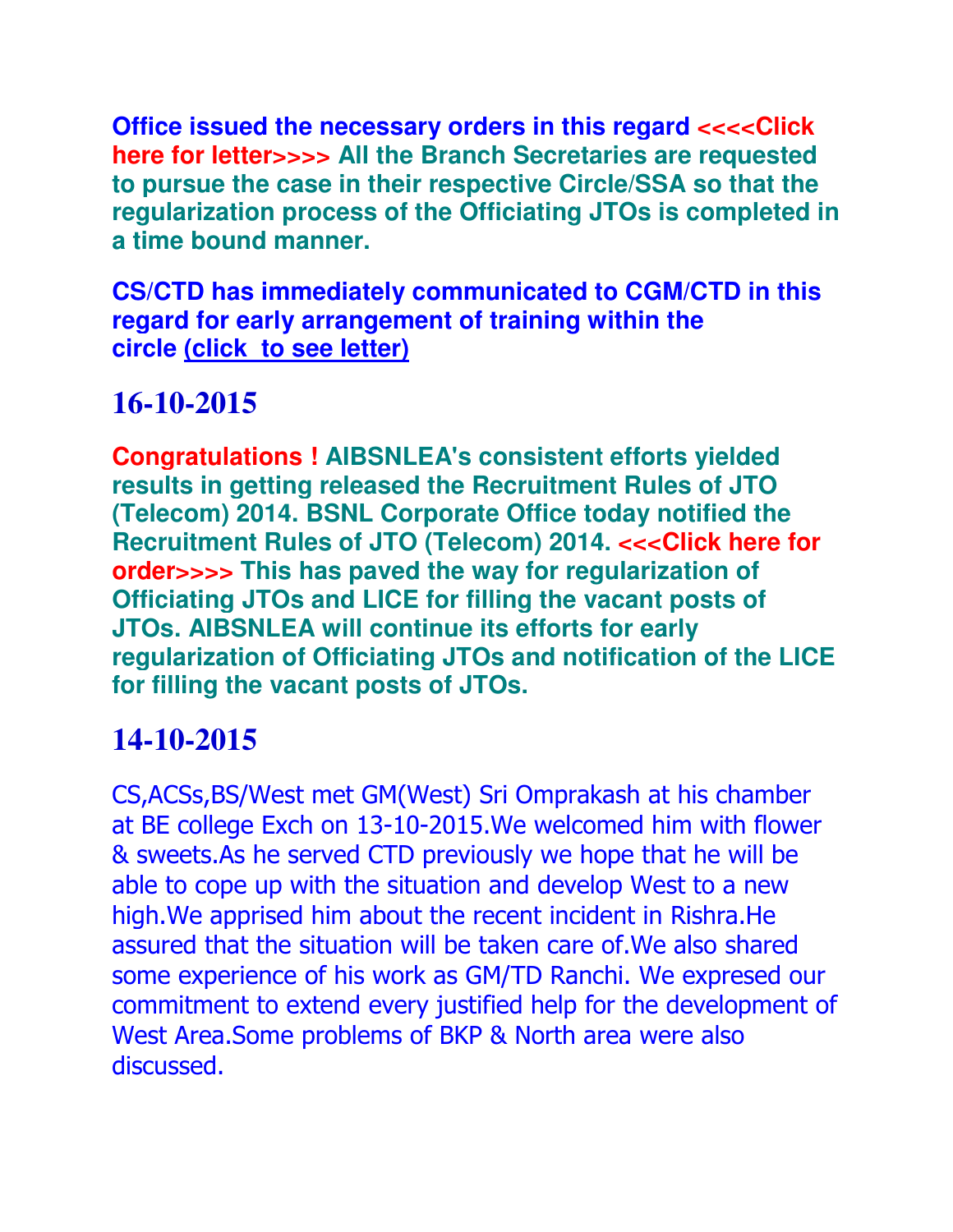**Office issued the necessary orders in this regard <<<<Click here for letter>>>> All the Branch Secretaries are requested to pursue the case in their respective Circle/SSA so that the regularization process of the Officiating JTOs is completed in a time bound manner.**

**CS/CTD has immediately communicated to CGM/CTD in this regard for early arrangement of training within the circle (click  to see letter)**

## 16-10-2015

**Congratulations ! AIBSNLEA's consistent efforts yielded results in getting released the Recruitment Rules of JTO (Telecom) 2014. BSNL Corporate Office today notified the Recruitment Rules of JTO (Telecom) 2014. <<<Click here for order>>>> This has paved the way for regularization of Officiating JTOs and LICE for filling the vacant posts of JTOs. AIBSNLEA will continue its efforts for early regularization of Officiating JTOs and notification of the LICE for filling the vacant posts of JTOs.**

## 14-10-2015

CS,ACSs,BS/West met GM(West) Sri Omprakash at his chamber at BE college Exch on 13-10-2015.We welcomed him with flower & sweets.As he served CTD previously we hope that he will be able to cope up with the situation and develop West to a new high.We apprised him about the recent incident in Rishra.He assured that the situation will be taken care of.We also shared some experience of his work as GM/TD Ranchi. We expresed our commitment to extend every justified help for the development of West Area.Some problems of BKP & North area were also discussed.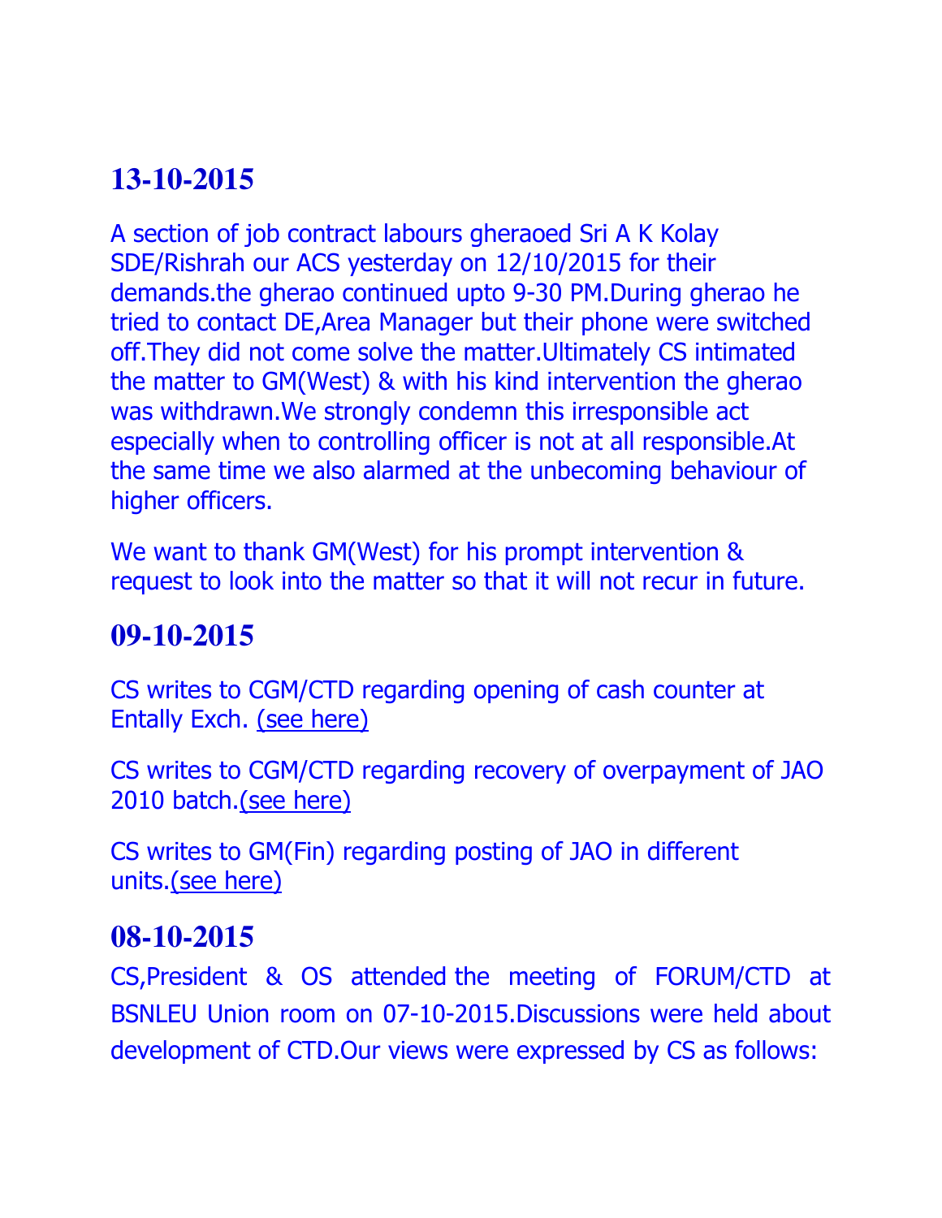## 13-10-2015

A section of job contract labours gheraoed Sri A K Kolay SDE/Rishrah our ACS yesterday on 12/10/2015 for their demands.the gherao continued upto 9-30 PM.During gherao he tried to contact DE,Area Manager but their phone were switched off.They did not come solve the matter.Ultimately CS intimated the matter to GM(West) & with his kind intervention the gherao was withdrawn.We strongly condemn this irresponsible act especially when to controlling officer is not at all responsible.At the same time we also alarmed at the unbecoming behaviour of higher officers.

We want to thank GM(West) for his prompt intervention & request to look into the matter so that it will not recur in future.

## 09-10-2015

CS writes to CGM/CTD regarding opening of cash counter at Entally Exch. (see here)

CS writes to CGM/CTD regarding recovery of overpayment of JAO 2010 batch.(see here)

CS writes to GM(Fin) regarding posting of JAO in different units.(see here)

## 08-10-2015

CS,President & OS attended the meeting of FORUM/CTD at BSNLEU Union room on 07-10-2015.Discussions were held about development of CTD.Our views were expressed by CS as follows: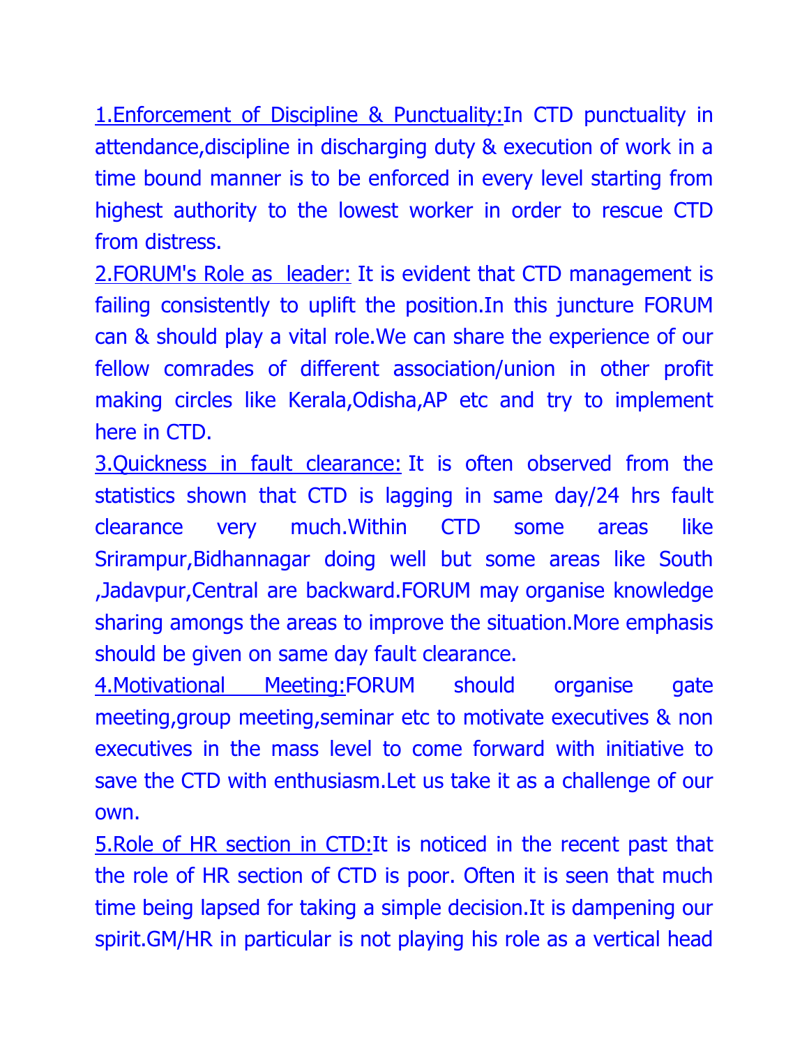<u>1.Enforcement of Discipline & Punctuality:</u>In CTD punctuality in attendance,discipline in discharging duty & execution of work in a time bound manner is to be enforced in every level starting from highest authority to the lowest worker in order to rescue CTD from distress.

<u>2.FORUM's Role as leader:</u> It is evident that CTD management is failing consistently to uplift the position.In this juncture FORUM can & should play a vital role.We can share the experience of our fellow comrades of different association/union in other profit making circles like Kerala,Odisha,AP etc and try to implement here in CTD.

<u>3.Quickness in fault clearance:</u> It is often observed from the statistics shown that CTD is lagging in same day/24 hrs fault clearance very much.Within CTD some areas like Srirampur,Bidhannagar doing well but some areas like South ,Jadavpur,Central are backward.FORUM may organise knowledge sharing amongs the areas to improve the situation.More emphasis should be given on same day fault clearance.

<u>4.Motivational Meeting:</u>FORUM should organise gate meeting,group meeting,seminar etc to motivate executives & non executives in the mass level to come forward with initiative to save the CTD with enthusiasm.Let us take it as a challenge of our own.

<u>5.Role of HR section in CTD:</u>It is noticed in the recent past that the role of HR section of CTD is poor. Often it is seen that much time being lapsed for taking a simple decision.It is dampening our spirit.GM/HR in particular is not playing his role as a vertical head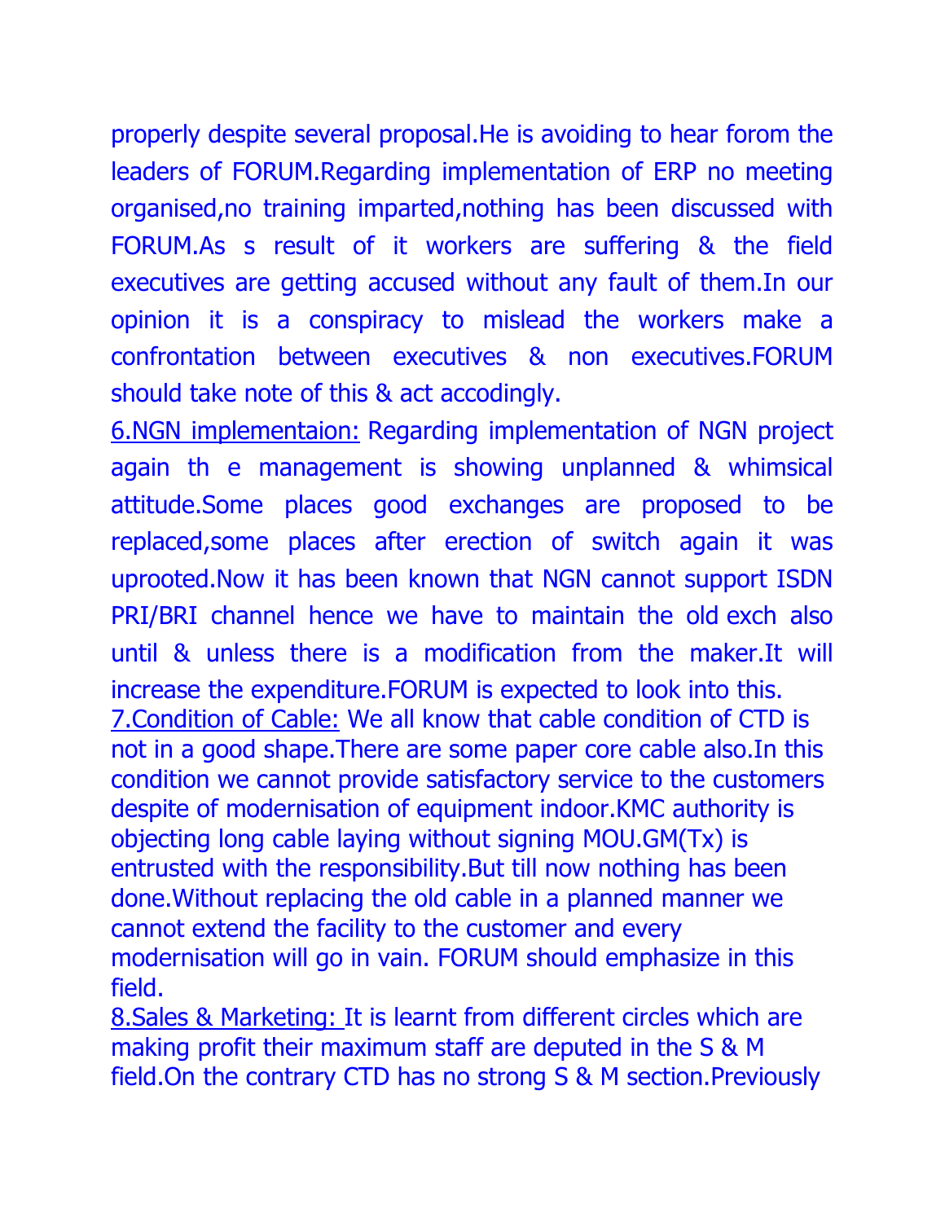properly despite several proposal.He is avoiding to hear forom the leaders of FORUM.Regarding implementation of ERP no meeting organised,no training imparted,nothing has been discussed with FORUM.As s result of it workers are suffering & the field executives are getting accused without any fault of them.In our opinion it is a conspiracy to mislead the workers make a confrontation between executives & non executives.FORUM should take note of this & act accodingly.

<u>6.NGN implementaion:</u> Regarding implementation of NGN project again th e management is showing unplanned & whimsical attitude.Some places good exchanges are proposed to be replaced,some places after erection of switch again it was uprooted.Now it has been known that NGN cannot support ISDN PRI/BRI channel hence we have to maintain the old exch also until & unless there is a modification from the maker.It will increase the expenditure.FORUM is expected to look into this.

<u>7.Condition of Cable:</u> We all know that cable condition of CTD is not in a good shape.There are some paper core cable also.In this condition we cannot provide satisfactory service to the customers despite of modernisation of equipment indoor.KMC authority is objecting long cable laying without signing MOU.GM(Tx) is entrusted with the responsibility.But till now nothing has been done.Without replacing the old cable in a planned manner we cannot extend the facility to the customer and every modernisation will go in vain. FORUM should emphasize in this field.

<u>8.Sales & Marketing:</u> It is learnt from different circles which are making profit their maximum staff are deputed in the S & M field.On the contrary CTD has no strong S & M section.Previously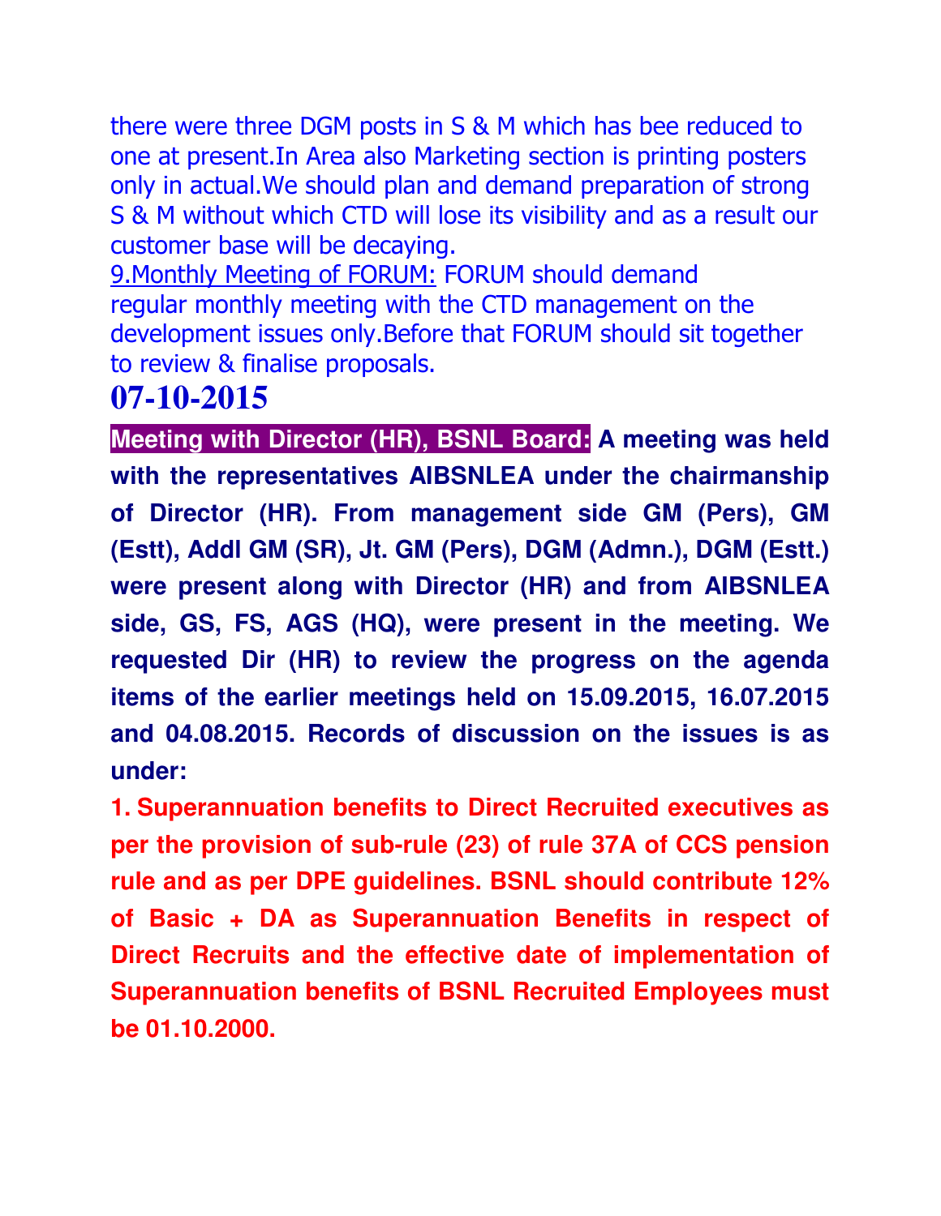there were three DGM posts in S & M which has bee reduced to one at present.In Area also Marketing section is printing posters only in actual.We should plan and demand preparation of strong S & M without which CTD will lose its visibility and as a result our customer base will be decaying.

9.Monthly Meeting of FORUM: FORUM should demand regular monthly meeting with the CTD management on the development issues only.Before that FORUM should sit together to review & finalise proposals.

## 07-10-2015

**Meeting with Director (HR), BSNL Board: A meeting was held with the representatives AIBSNLEA under the chairmanship of Director (HR). From management side GM (Pers), GM (Estt), Addl GM (SR), Jt. GM (Pers), DGM (Admn.), DGM (Estt.) were present along with Director (HR) and from AIBSNLEA side, GS, FS, AGS (HQ), were present in the meeting. We requested Dir (HR) to review the progress on the agenda items of the earlier meetings held on 15.09.2015, 16.07.2015 and 04.08.2015. Records of discussion on the issues is as under:**

**1. Superannuation benefits to Direct Recruited executives as per the provision of sub-rule (23) of rule 37A of CCS pension rule and as per DPE guidelines. BSNL should contribute 12% of Basic + DA as Superannuation Benefits in respect of Direct Recruits and the effective date of implementation of Superannuation benefits of BSNL Recruited Employees must be 01.10.2000.**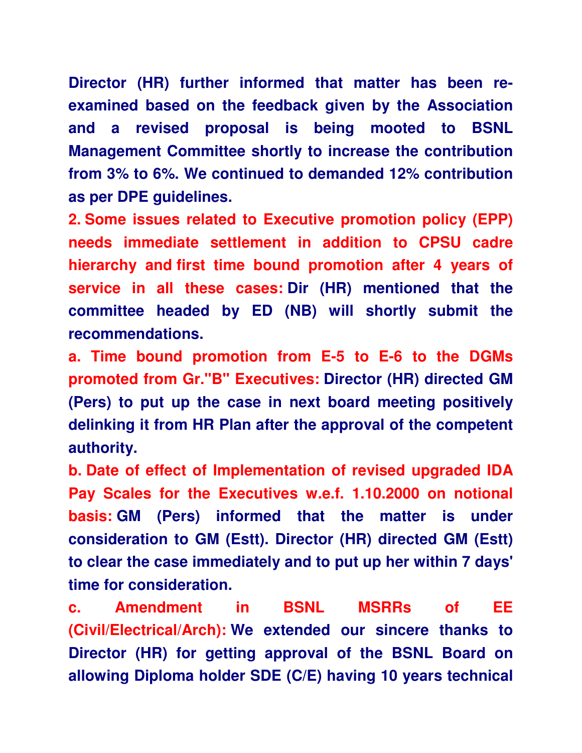**Director (HR) further informed that matter has been re-examined based on the feedback given by the Association and a revised proposal is being mooted to BSNL Management Committee shortly to increase the contribution from 3% to 6%. We continued to demanded 12% contribution as per DPE guidelines.**

**2. Some issues related to Executive promotion policy (EPP) needs immediate settlement in addition to CPSU cadre hierarchy and first time bound promotion after 4 years of service in all these cases:** **Dir (HR) mentioned that the committee headed by ED (NB) will shortly submit the recommendations.**

**a. Time bound promotion from E-5 to E-6 to the DGMs promoted from Gr."B" Executives:** **Director (HR) directed GM (Pers) to put up the case in next board meeting positively delinking it from HR Plan after the approval of the competent authority.**

**b. Date of effect of Implementation of revised upgraded IDA Pay Scales for the Executives w.e.f. 1.10.2000 on notional basis:** **GM (Pers) informed that the matter is under consideration to GM (Estt). Director (HR) directed GM (Estt) to clear the case immediately and to put up her within 7 days' time for consideration.**

**c. Amendment in BSNL MSRRs of EE (Civil/Electrical/Arch):** **We extended our sincere thanks to Director (HR) for getting approval of the BSNL Board on allowing Diploma holder SDE (C/E) having 10 years technical**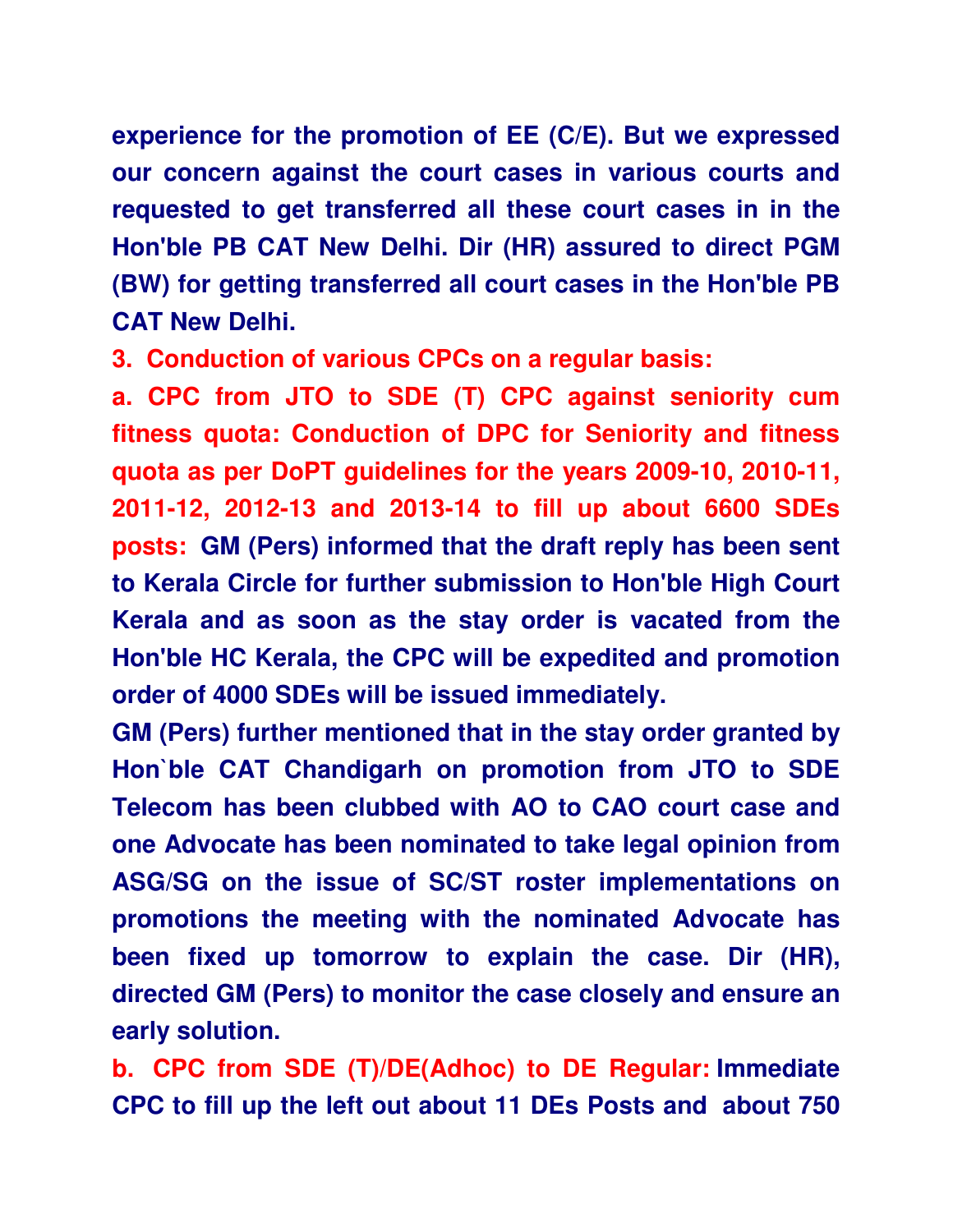experience for the promotion of EE (C/E). But we expressed our concern against the court cases in various courts and requested to get transferred all these court cases in in the Hon'ble PB CAT New Delhi. Dir (HR) assured to direct PGM (BW) for getting transferred all court cases in the Hon'ble PB CAT New Delhi.

**3. Conduction of various CPCs on a regular basis:**

**a. CPC from JTO to SDE (T) CPC against seniority cum fitness quota: Conduction of DPC for Seniority and fitness quota as per DoPT guidelines for the years 2009-10, 2010-11, 2011-12, 2012-13 and 2013-14 to fill up about 6600 SDEs posts:** GM (Pers) informed that the draft reply has been sent to Kerala Circle for further submission to Hon'ble High Court Kerala and as soon as the stay order is vacated from the Hon'ble HC Kerala, the CPC will be expedited and promotion order of 4000 SDEs will be issued immediately.

GM (Pers) further mentioned that in the stay order granted by Hon`ble CAT Chandigarh on promotion from JTO to SDE Telecom has been clubbed with AO to CAO court case and one Advocate has been nominated to take legal opinion from ASG/SG on the issue of SC/ST roster implementations on promotions the meeting with the nominated Advocate has been fixed up tomorrow to explain the case. Dir (HR), directed GM (Pers) to monitor the case closely and ensure an early solution.

**b. CPC from SDE (T)/DE(Adhoc) to DE Regular:** Immediate CPC to fill up the left out about 11 DEs Posts and about 750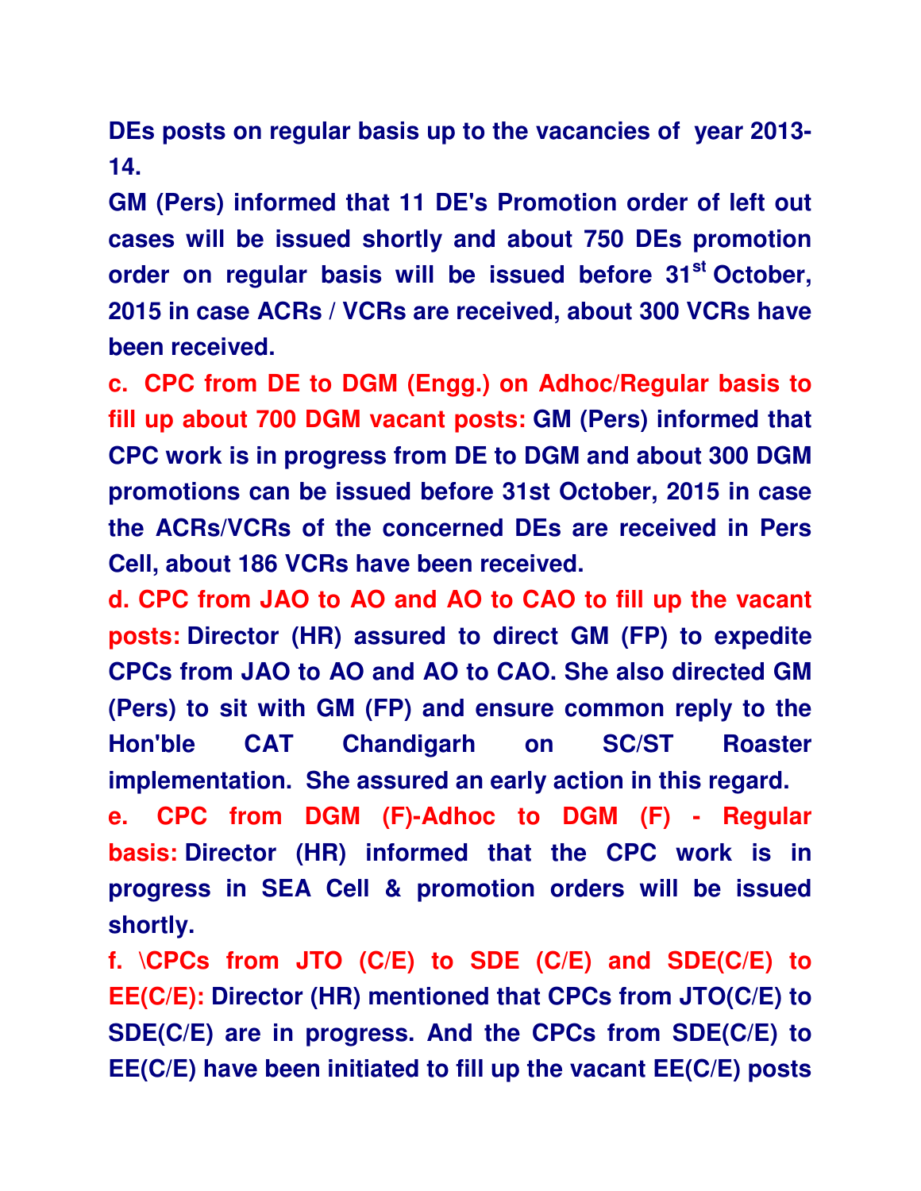**DEs posts on regular basis up to the vacancies of year 2013-14.**

**GM (Pers) informed that 11 DE's Promotion order of left out cases will be issued shortly and about 750 DEs promotion order on regular basis will be issued before 31st October, 2015 in case ACRs / VCRs are received, about 300 VCRs have been received.**

**c. CPC from DE to DGM (Engg.) on Adhoc/Regular basis to fill up about 700 DGM vacant posts:** **GM (Pers) informed that CPC work is in progress from DE to DGM and about 300 DGM promotions can be issued before 31st October, 2015 in case the ACRs/VCRs of the concerned DEs are received in Pers Cell, about 186 VCRs have been received.**

**d. CPC from JAO to AO and AO to CAO to fill up the vacant posts:** **Director (HR) assured to direct GM (FP) to expedite CPCs from JAO to AO and AO to CAO. She also directed GM (Pers) to sit with GM (FP) and ensure common reply to the Hon'ble CAT Chandigarh on SC/ST Roaster implementation. She assured an early action in this regard.**

**e. CPC from DGM (F)-Adhoc to DGM (F) - Regular basis:** **Director (HR) informed that the CPC work is in progress in SEA Cell & promotion orders will be issued shortly.**

**f. \CPCs from JTO (C/E) to SDE (C/E) and SDE(C/E) to EE(C/E):** **Director (HR) mentioned that CPCs from JTO(C/E) to SDE(C/E) are in progress. And the CPCs from SDE(C/E) to EE(C/E) have been initiated to fill up the vacant EE(C/E) posts**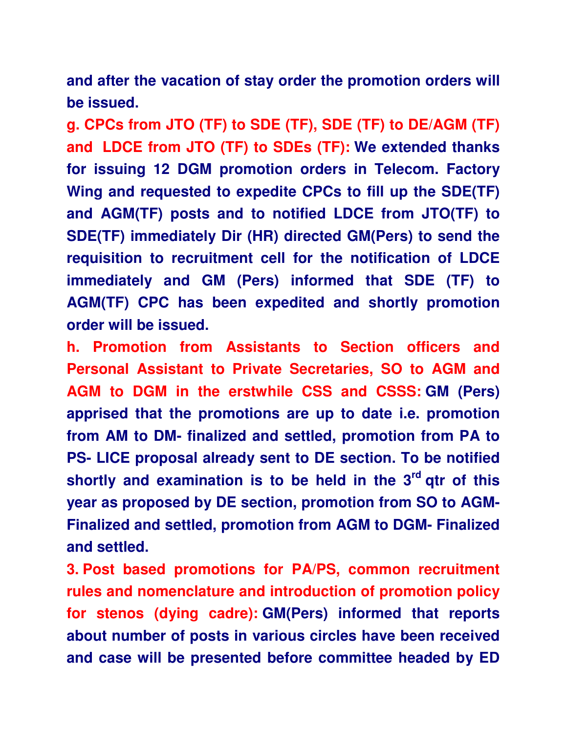**and after the vacation of stay order the promotion orders will be issued.**

**g. CPCs from JTO (TF) to SDE (TF), SDE (TF) to DE/AGM (TF) and LDCE from JTO (TF) to SDEs (TF):** **We extended thanks for issuing 12 DGM promotion orders in Telecom. Factory Wing and requested to expedite CPCs to fill up the SDE(TF) and AGM(TF) posts and to notified LDCE from JTO(TF) to SDE(TF) immediately Dir (HR) directed GM(Pers) to send the requisition to recruitment cell for the notification of LDCE immediately and GM (Pers) informed that SDE (TF) to AGM(TF) CPC has been expedited and shortly promotion order will be issued.**

**h. Promotion from Assistants to Section officers and Personal Assistant to Private Secretaries, SO to AGM and AGM to DGM in the erstwhile CSS and CSSS:** **GM (Pers) apprised that the promotions are up to date i.e. promotion from AM to DM- finalized and settled, promotion from PA to PS- LICE proposal already sent to DE section. To be notified shortly and examination is to be held in the 3rd qtr of this year as proposed by DE section, promotion from SO to AGM- Finalized and settled, promotion from AGM to DGM- Finalized and settled.**

**3. Post based promotions for PA/PS, common recruitment rules and nomenclature and introduction of promotion policy for stenos (dying cadre):** **GM(Pers) informed that reports about number of posts in various circles have been received and case will be presented before committee headed by ED**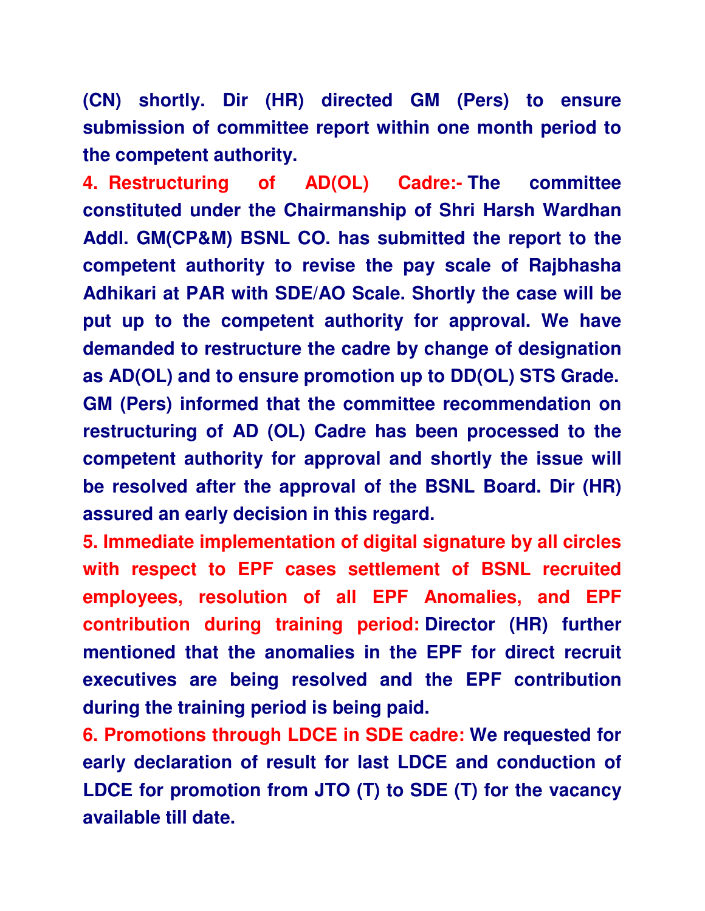**(CN) shortly. Dir (HR) directed GM (Pers) to ensure submission of committee report within one month period to the competent authority.**

**4. Restructuring of AD(OL) Cadre:-** **The committee constituted under the Chairmanship of Shri Harsh Wardhan Addl. GM(CP&M) BSNL CO. has submitted the report to the competent authority to revise the pay scale of Rajbhasha Adhikari at PAR with SDE/AO Scale. Shortly the case will be put up to the competent authority for approval. We have demanded to restructure the cadre by change of designation as AD(OL) and to ensure promotion up to DD(OL) STS Grade. GM (Pers) informed that the committee recommendation on restructuring of AD (OL) Cadre has been processed to the competent authority for approval and shortly the issue will be resolved after the approval of the BSNL Board. Dir (HR) assured an early decision in this regard.**

**5. Immediate implementation of digital signature by all circles with respect to EPF cases settlement of BSNL recruited employees, resolution of all EPF Anomalies, and EPF contribution during training period:** **Director (HR) further mentioned that the anomalies in the EPF for direct recruit executives are being resolved and the EPF contribution during the training period is being paid.**

**6. Promotions through LDCE in SDE cadre:** **We requested for early declaration of result for last LDCE and conduction of LDCE for promotion from JTO (T) to SDE (T) for the vacancy available till date.**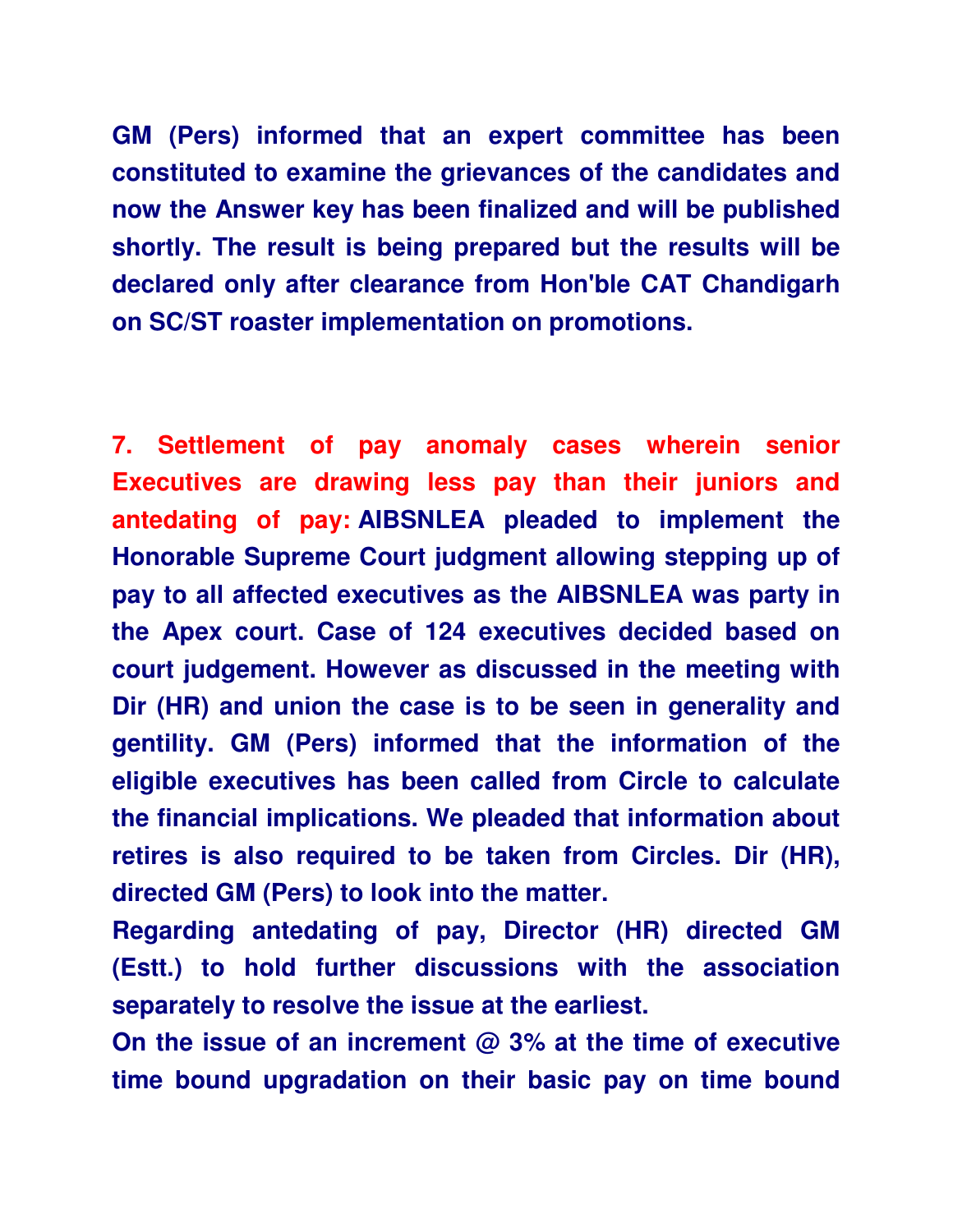**GM (Pers) informed that an expert committee has been constituted to examine the grievances of the candidates and now the Answer key has been finalized and will be published shortly. The result is being prepared but the results will be declared only after clearance from Hon'ble CAT Chandigarh on SC/ST roaster implementation on promotions.**

**7. Settlement of pay anomaly cases wherein senior Executives are drawing less pay than their juniors and antedating of pay:** **AIBSNLEA pleaded to implement the Honorable Supreme Court judgment allowing stepping up of pay to all affected executives as the AIBSNLEA was party in the Apex court. Case of 124 executives decided based on court judgement. However as discussed in the meeting with Dir (HR) and union the case is to be seen in generality and gentility. GM (Pers) informed that the information of the eligible executives has been called from Circle to calculate the financial implications. We pleaded that information about retires is also required to be taken from Circles. Dir (HR), directed GM (Pers) to look into the matter.**

**Regarding antedating of pay, Director (HR) directed GM (Estt.) to hold further discussions with the association separately to resolve the issue at the earliest.**

**On the issue of an increment @ 3% at the time of executive time bound upgradation on their basic pay on time bound**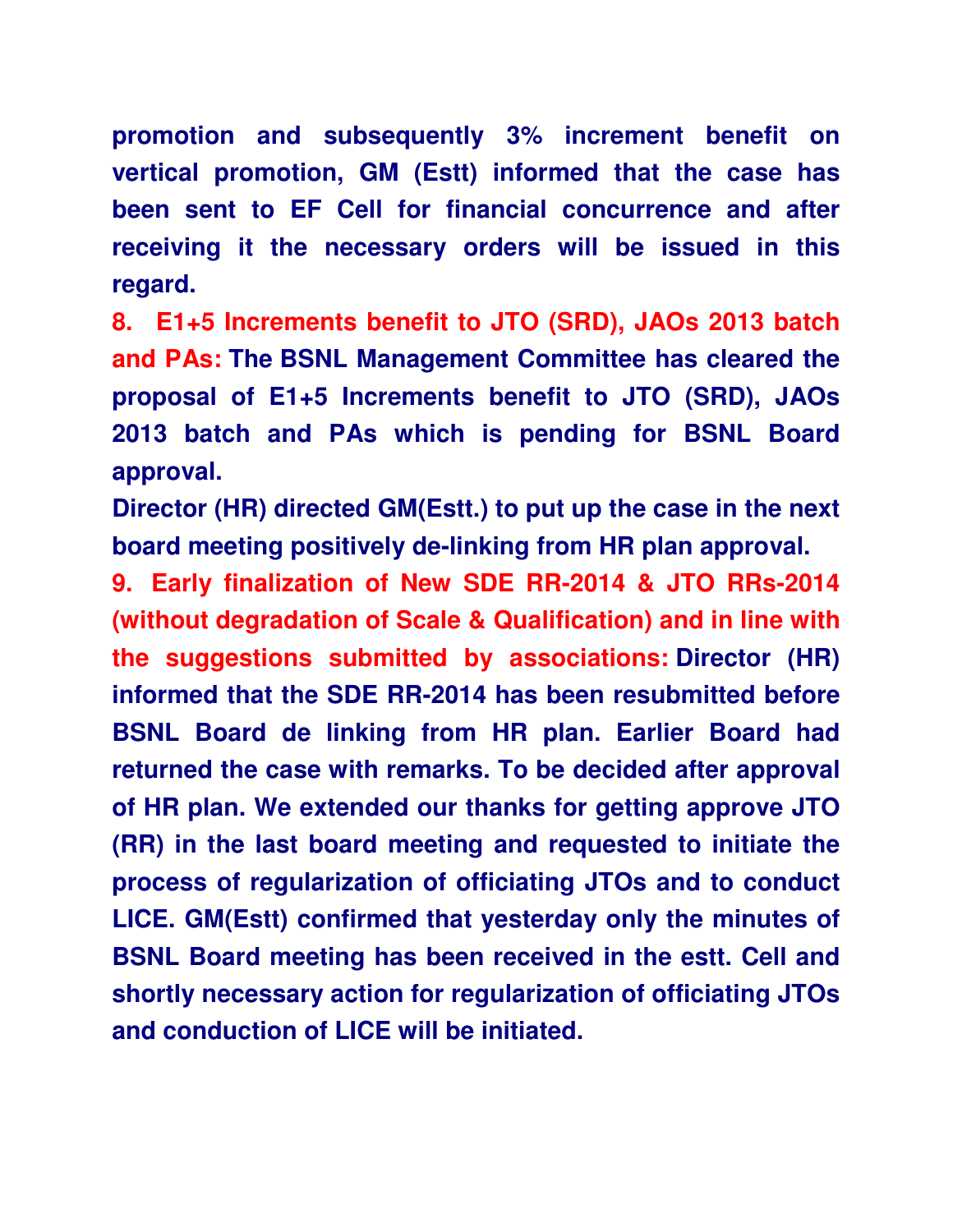**promotion and subsequently 3% increment benefit on vertical promotion, GM (Estt) informed that the case has been sent to EF Cell for financial concurrence and after receiving it the necessary orders will be issued in this regard.**

**8. E1+5 Increments benefit to JTO (SRD), JAOs 2013 batch and PAs:** **The BSNL Management Committee has cleared the proposal of E1+5 Increments benefit to JTO (SRD), JAOs 2013 batch and PAs which is pending for BSNL Board approval.**

**Director (HR) directed GM(Estt.) to put up the case in the next board meeting positively de-linking from HR plan approval.**

**9. Early finalization of New SDE RR-2014 & JTO RRs-2014 (without degradation of Scale & Qualification) and in line with the suggestions submitted by associations:** **Director (HR) informed that the SDE RR-2014 has been resubmitted before BSNL Board de linking from HR plan. Earlier Board had returned the case with remarks. To be decided after approval of HR plan. We extended our thanks for getting approve JTO (RR) in the last board meeting and requested to initiate the process of regularization of officiating JTOs and to conduct LICE. GM(Estt) confirmed that yesterday only the minutes of BSNL Board meeting has been received in the estt. Cell and shortly necessary action for regularization of officiating JTOs and conduction of LICE will be initiated.**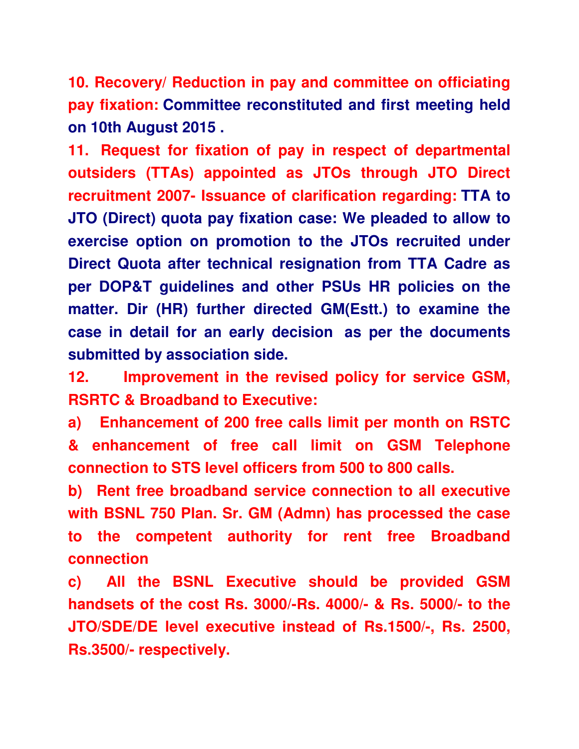**10. Recovery/ Reduction in pay and committee on officiating pay fixation:** Committee reconstituted and first meeting held on 10th August 2015 .

**11. Request for fixation of pay in respect of departmental outsiders (TTAs) appointed as JTOs through JTO Direct recruitment 2007- Issuance of clarification regarding:** TTA to JTO (Direct) quota pay fixation case: We pleaded to allow to exercise option on promotion to the JTOs recruited under Direct Quota after technical resignation from TTA Cadre as per DOP&T guidelines and other PSUs HR policies on the matter. Dir (HR) further directed GM(Estt.) to examine the case in detail for an early decision as per the documents submitted by association side.

**12. Improvement in the revised policy for service GSM, RSRTC & Broadband to Executive:**

**a) Enhancement of 200 free calls limit per month on RSTC & enhancement of free call limit on GSM Telephone connection to STS level officers from 500 to 800 calls.**

**b) Rent free broadband service connection to all executive with BSNL 750 Plan. Sr. GM (Admn) has processed the case to the competent authority for rent free Broadband connection**

**c) All the BSNL Executive should be provided GSM handsets of the cost Rs. 3000/-Rs. 4000/- & Rs. 5000/- to the JTO/SDE/DE level executive instead of Rs.1500/-, Rs. 2500, Rs.3500/- respectively.**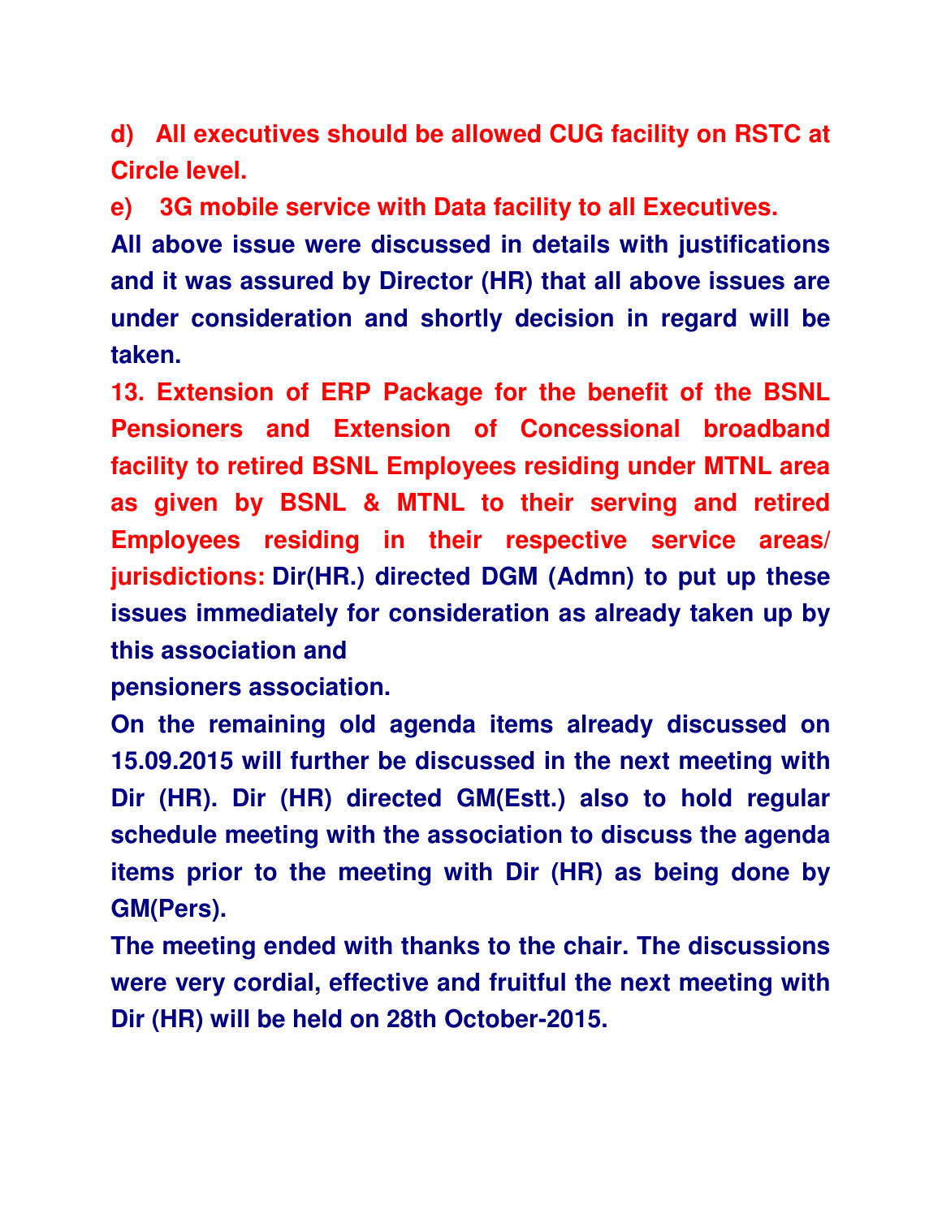**d) All executives should be allowed CUG facility on RSTC at Circle level.**

**e) 3G mobile service with Data facility to all Executives.**

**All above issue were discussed in details with justifications and it was assured by Director (HR) that all above issues are under consideration and shortly decision in regard will be taken.**

**13. Extension of ERP Package for the benefit of the BSNL Pensioners and Extension of Concessional broadband facility to retired BSNL Employees residing under MTNL area as given by BSNL & MTNL to their serving and retired Employees residing in their respective service areas/ jurisdictions: Dir(HR.) directed DGM (Admn) to put up these issues immediately for consideration as already taken up by this association and pensioners association.**

**On the remaining old agenda items already discussed on 15.09.2015 will further be discussed in the next meeting with Dir (HR). Dir (HR) directed GM(Estt.) also to hold regular schedule meeting with the association to discuss the agenda items prior to the meeting with Dir (HR) as being done by GM(Pers).**

**The meeting ended with thanks to the chair. The discussions were very cordial, effective and fruitful the next meeting with Dir (HR) will be held on 28th October-2015.**